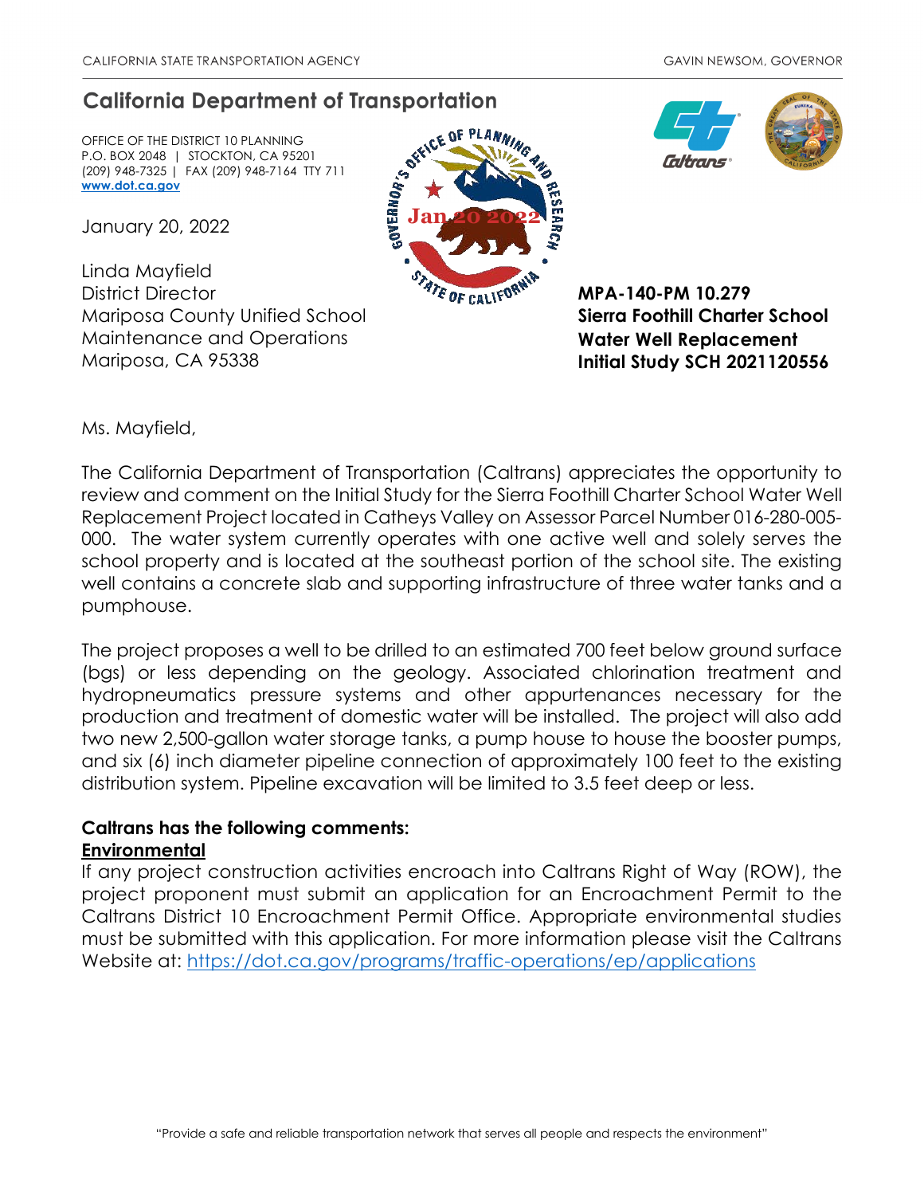CALIFORNIA STATE TRANSPORTATION AGENCY GAVIN NEWSOM, GOVERNOR

# California Department of Transportation

OFFICE OF THE DISTRICT 10 PLANNING
P.O. BOX 2048 | STOCKTON, CA 95201
(209) 948-7325 | FAX (209) 948-7164 TTY 711
**www.dot.ca.gov**

January 20, 2022

Linda Mayfield
District Director
Mariposa County Unified School
Maintenance and Operations
Mariposa, CA 95338

**MPA-140-PM 10.279**
**Sierra Foothill Charter School**
**Water Well Replacement**
**Initial Study SCH 2021120556**

Ms. Mayfield,

The California Department of Transportation (Caltrans) appreciates the opportunity to review and comment on the Initial Study for the Sierra Foothill Charter School Water Well Replacement Project located in Catheys Valley on Assessor Parcel Number 016-280-005-000. The water system currently operates with one active well and solely serves the school property and is located at the southeast portion of the school site. The existing well contains a concrete slab and supporting infrastructure of three water tanks and a pumphouse.

The project proposes a well to be drilled to an estimated 700 feet below ground surface (bgs) or less depending on the geology. Associated chlorination treatment and hydropneumatics pressure systems and other appurtenances necessary for the production and treatment of domestic water will be installed. The project will also add two new 2,500-gallon water storage tanks, a pump house to house the booster pumps, and six (6) inch diameter pipeline connection of approximately 100 feet to the existing distribution system. Pipeline excavation will be limited to 3.5 feet deep or less.

**Caltrans has the following comments:**

**Environmental**

If any project construction activities encroach into Caltrans Right of Way (ROW), the project proponent must submit an application for an Encroachment Permit to the Caltrans District 10 Encroachment Permit Office. Appropriate environmental studies must be submitted with this application. For more information please visit the Caltrans Website at: https://dot.ca.gov/programs/traffic-operations/ep/applications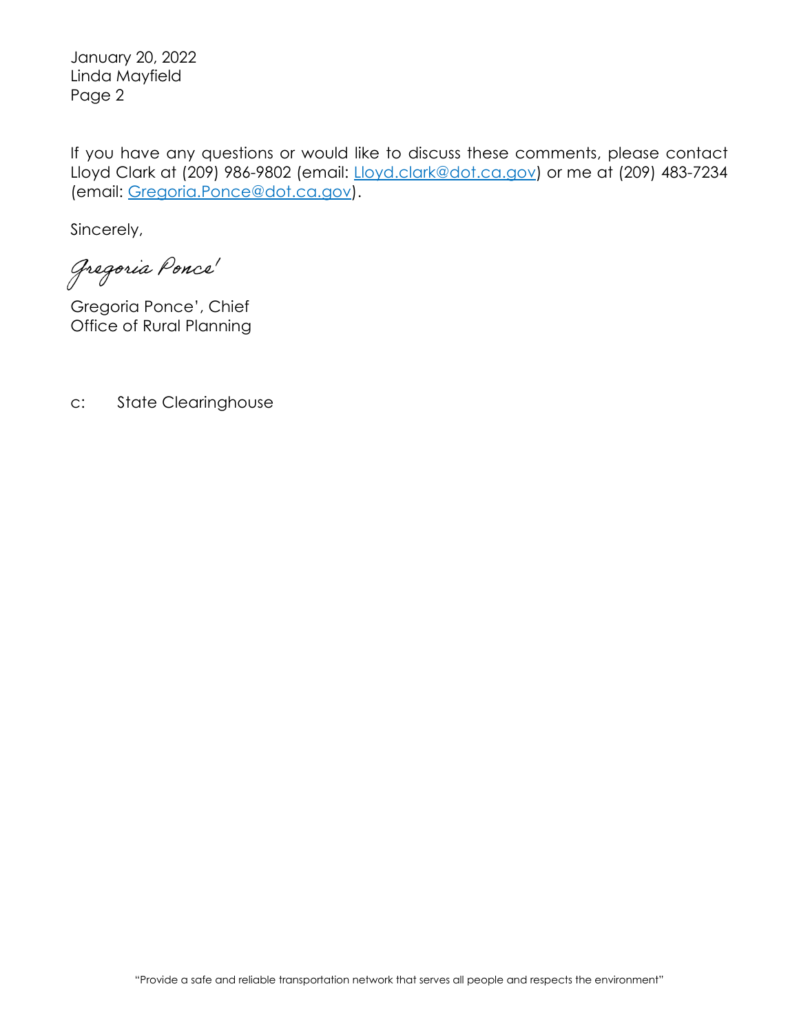If you have any questions or would like to discuss these comments, please contact Lloyd Clark at (209) 986-9802 (email: Lloyd.clark@dot.ca.gov) or me at (209) 483-7234 (email: Gregoria.Ponce@dot.ca.gov).

Sincerely,

*Gregoria Ponce'*

Gregoria Ponce', Chief
Office of Rural Planning

c: State Clearinghouse